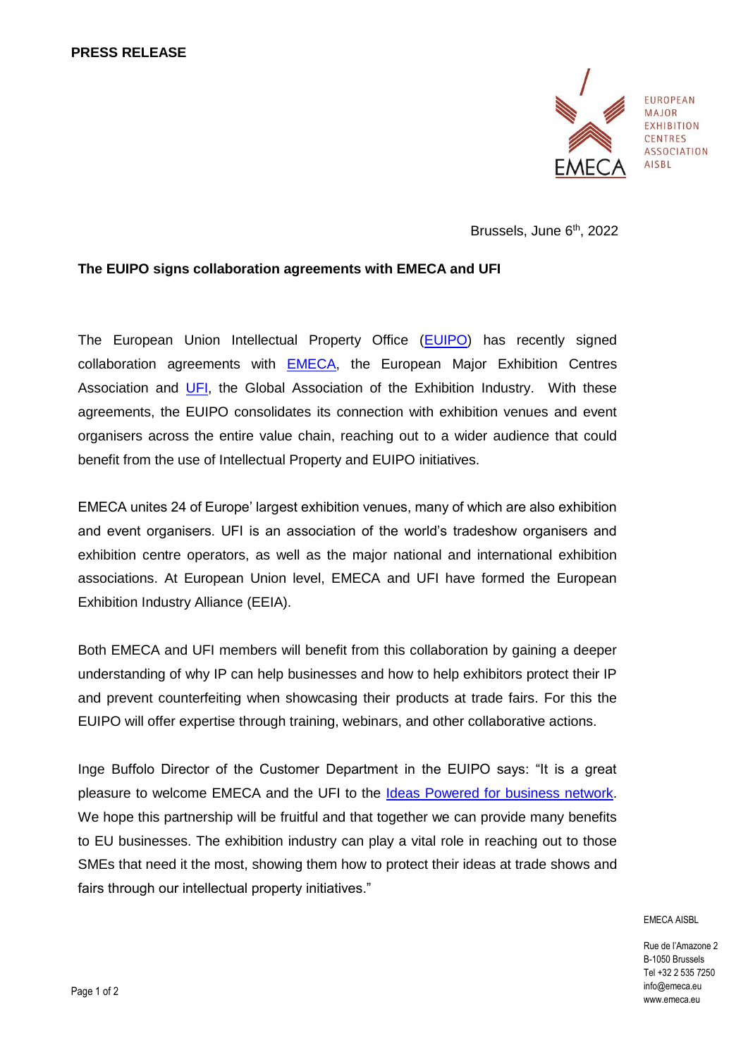**PRESS RELEASE**

EUROPEAN MAJOR EXHIBITION CENTRES ASSOCIATION AISBL

Brussels, June 6th, 2022

**The EUIPO signs collaboration agreements with EMECA and UFI**

The European Union Intellectual Property Office (EUIPO) has recently signed collaboration agreements with EMECA, the European Major Exhibition Centres Association and UFI, the Global Association of the Exhibition Industry. With these agreements, the EUIPO consolidates its connection with exhibition venues and event organisers across the entire value chain, reaching out to a wider audience that could benefit from the use of Intellectual Property and EUIPO initiatives.

EMECA unites 24 of Europe' largest exhibition venues, many of which are also exhibition and event organisers. UFI is an association of the world's tradeshow organisers and exhibition centre operators, as well as the major national and international exhibition associations. At European Union level, EMECA and UFI have formed the European Exhibition Industry Alliance (EEIA).

Both EMECA and UFI members will benefit from this collaboration by gaining a deeper understanding of why IP can help businesses and how to help exhibitors protect their IP and prevent counterfeiting when showcasing their products at trade fairs. For this the EUIPO will offer expertise through training, webinars, and other collaborative actions.

Inge Buffolo Director of the Customer Department in the EUIPO says: "It is a great pleasure to welcome EMECA and the UFI to the Ideas Powered for business network. We hope this partnership will be fruitful and that together we can provide many benefits to EU businesses. The exhibition industry can play a vital role in reaching out to those SMEs that need it the most, showing them how to protect their ideas at trade shows and fairs through our intellectual property initiatives."

EMECA AISBL

Rue de l'Amazone 2
B-1050 Brussels
Tel +32 2 535 7250
info@emeca.eu
www.emeca.eu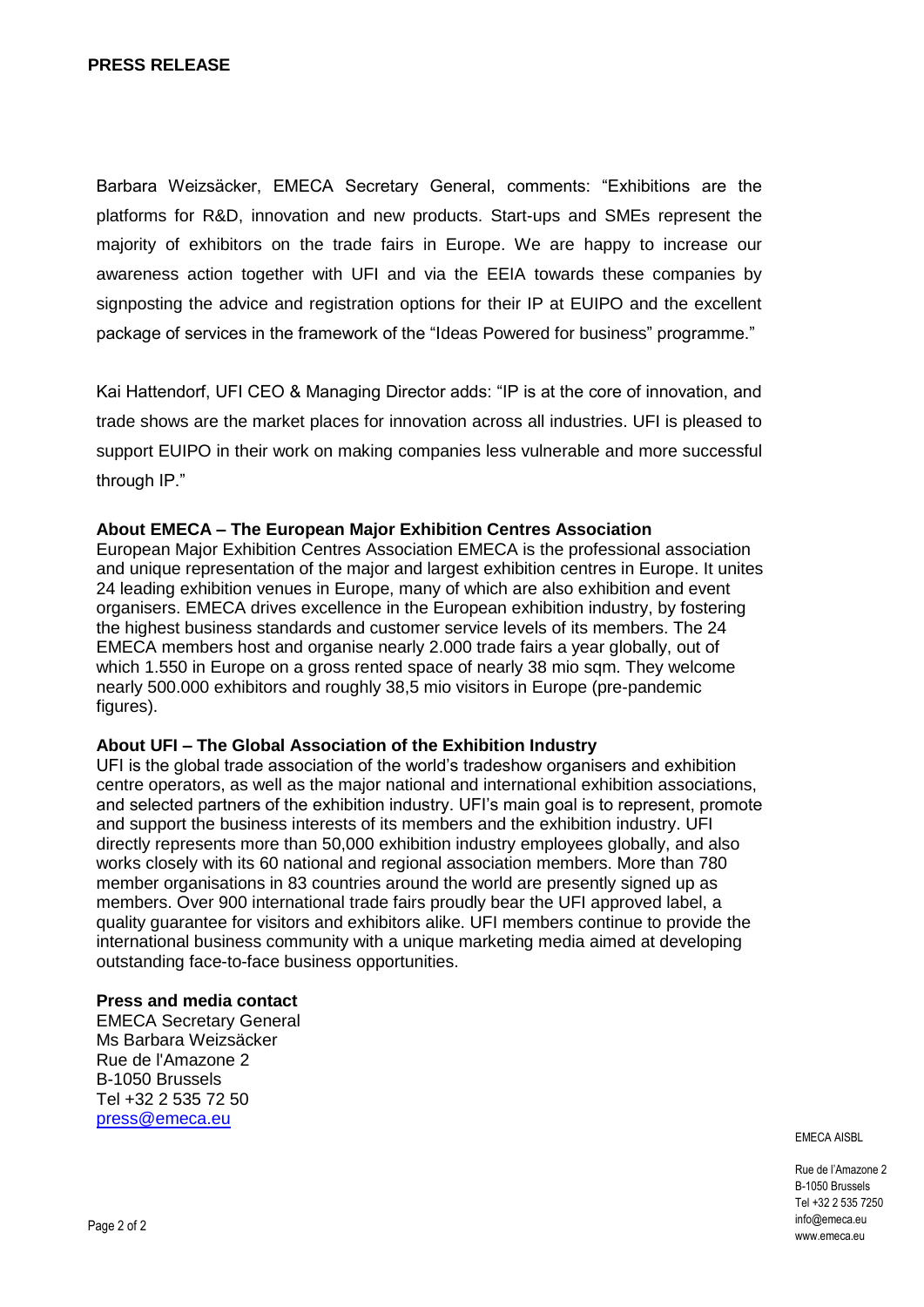**PRESS RELEASE**

Barbara Weizsäcker, EMECA Secretary General, comments: "Exhibitions are the platforms for R&D, innovation and new products. Start-ups and SMEs represent the majority of exhibitors on the trade fairs in Europe. We are happy to increase our awareness action together with UFI and via the EEIA towards these companies by signposting the advice and registration options for their IP at EUIPO and the excellent package of services in the framework of the "Ideas Powered for business" programme."

Kai Hattendorf, UFI CEO & Managing Director adds: "IP is at the core of innovation, and trade shows are the market places for innovation across all industries. UFI is pleased to support EUIPO in their work on making companies less vulnerable and more successful through IP."

**About EMECA – The European Major Exhibition Centres Association**

European Major Exhibition Centres Association EMECA is the professional association and unique representation of the major and largest exhibition centres in Europe. It unites 24 leading exhibition venues in Europe, many of which are also exhibition and event organisers. EMECA drives excellence in the European exhibition industry, by fostering the highest business standards and customer service levels of its members. The 24 EMECA members host and organise nearly 2.000 trade fairs a year globally, out of which 1.550 in Europe on a gross rented space of nearly 38 mio sqm. They welcome nearly 500.000 exhibitors and roughly 38,5 mio visitors in Europe (pre-pandemic figures).

**About UFI – The Global Association of the Exhibition Industry**

UFI is the global trade association of the world's tradeshow organisers and exhibition centre operators, as well as the major national and international exhibition associations, and selected partners of the exhibition industry. UFI's main goal is to represent, promote and support the business interests of its members and the exhibition industry. UFI directly represents more than 50,000 exhibition industry employees globally, and also works closely with its 60 national and regional association members. More than 780 member organisations in 83 countries around the world are presently signed up as members. Over 900 international trade fairs proudly bear the UFI approved label, a quality guarantee for visitors and exhibitors alike. UFI members continue to provide the international business community with a unique marketing media aimed at developing outstanding face-to-face business opportunities.

**Press and media contact**

EMECA Secretary General
Ms Barbara Weizsäcker
Rue de l'Amazone 2
B-1050 Brussels
Tel +32 2 535 72 50
press@emeca.eu

EMECA AISBL

Rue de l'Amazone 2
B-1050 Brussels
Tel +32 2 535 7250
info@emeca.eu
www.emeca.eu